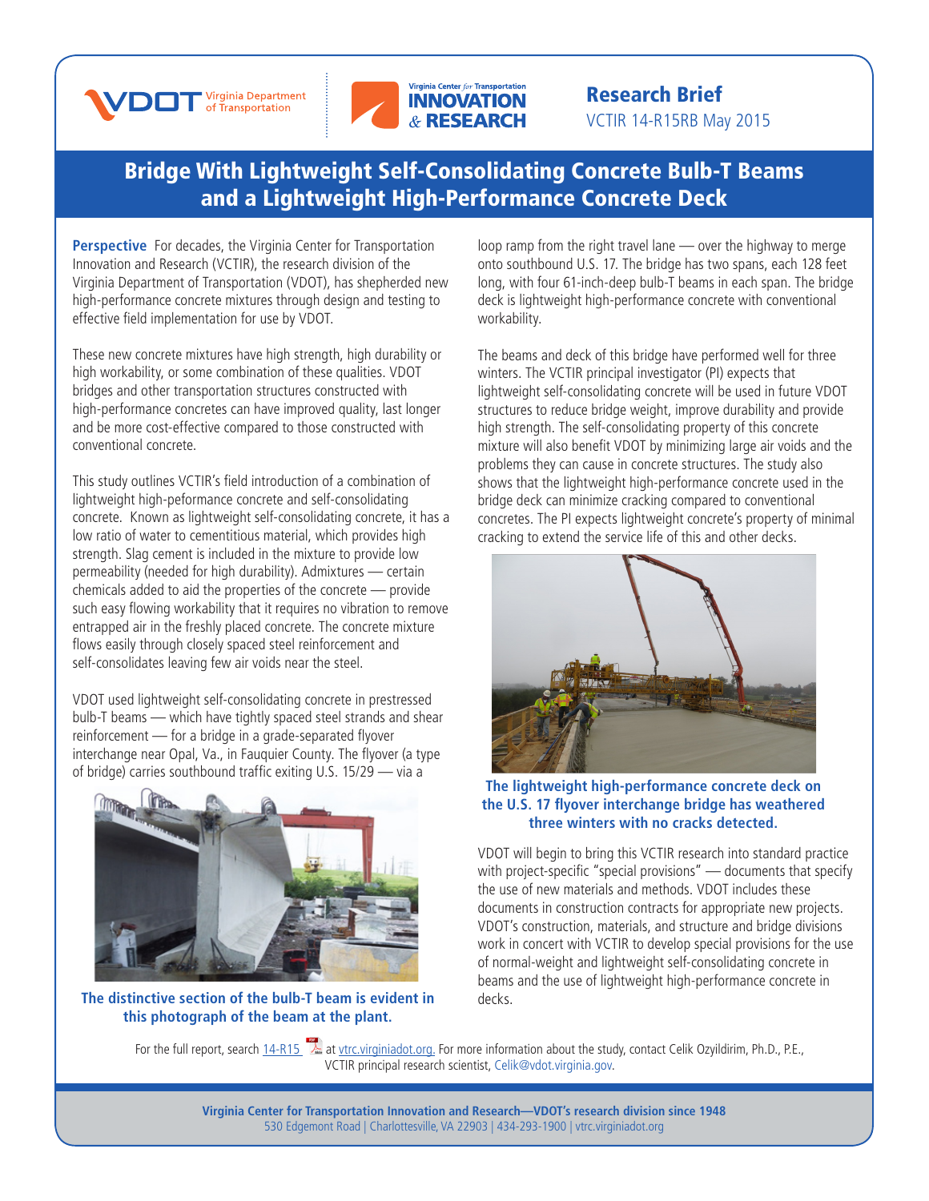Research Brief
VCTIR 14-R15RB May 2015

# Bridge With Lightweight Self-Consolidating Concrete Bulb-T Beams and a Lightweight High-Performance Concrete Deck

**Perspective** For decades, the Virginia Center for Transportation Innovation and Research (VCTIR), the research division of the Virginia Department of Transportation (VDOT), has shepherded new high-performance concrete mixtures through design and testing to effective field implementation for use by VDOT.

These new concrete mixtures have high strength, high durability or high workability, or some combination of these qualities. VDOT bridges and other transportation structures constructed with high-performance concretes can have improved quality, last longer and be more cost-effective compared to those constructed with conventional concrete.

This study outlines VCTIR's field introduction of a combination of lightweight high-peformance concrete and self-consolidating concrete. Known as lightweight self-consolidating concrete, it has a low ratio of water to cementitious material, which provides high strength. Slag cement is included in the mixture to provide low permeability (needed for high durability). Admixtures — certain chemicals added to aid the properties of the concrete — provide such easy flowing workability that it requires no vibration to remove entrapped air in the freshly placed concrete. The concrete mixture flows easily through closely spaced steel reinforcement and self-consolidates leaving few air voids near the steel.

VDOT used lightweight self-consolidating concrete in prestressed bulb-T beams — which have tightly spaced steel strands and shear reinforcement — for a bridge in a grade-separated flyover interchange near Opal, Va., in Fauquier County. The flyover (a type of bridge) carries southbound traffic exiting U.S. 15/29 — via a loop ramp from the right travel lane — over the highway to merge onto southbound U.S. 17. The bridge has two spans, each 128 feet long, with four 61-inch-deep bulb-T beams in each span. The bridge deck is lightweight high-performance concrete with conventional workability.

**The distinctive section of the bulb-T beam is evident in this photograph of the beam at the plant.**

The beams and deck of this bridge have performed well for three winters. The VCTIR principal investigator (PI) expects that lightweight self-consolidating concrete will be used in future VDOT structures to reduce bridge weight, improve durability and provide high strength. The self-consolidating property of this concrete mixture will also benefit VDOT by minimizing large air voids and the problems they can cause in concrete structures. The study also shows that the lightweight high-performance concrete used in the bridge deck can minimize cracking compared to conventional concretes. The PI expects lightweight concrete's property of minimal cracking to extend the service life of this and other decks.

**The lightweight high-performance concrete deck on the U.S. 17 flyover interchange bridge has weathered three winters with no cracks detected.**

VDOT will begin to bring this VCTIR research into standard practice with project-specific "special provisions" — documents that specify the use of new materials and methods. VDOT includes these documents in construction contracts for appropriate new projects. VDOT's construction, materials, and structure and bridge divisions work in concert with VCTIR to develop special provisions for the use of normal-weight and lightweight self-consolidating concrete in beams and the use of lightweight high-performance concrete in decks.

For the full report, search 14-R15 at vtrc.virginiadot.org. For more information about the study, contact Celik Ozyildirim, Ph.D., P.E., VCTIR principal research scientist, Celik@vdot.virginia.gov.

**Virginia Center for Transportation Innovation and Research—VDOT's research division since 1948**
530 Edgemont Road | Charlottesville, VA 22903 | 434-293-1900 | vtrc.virginiadot.org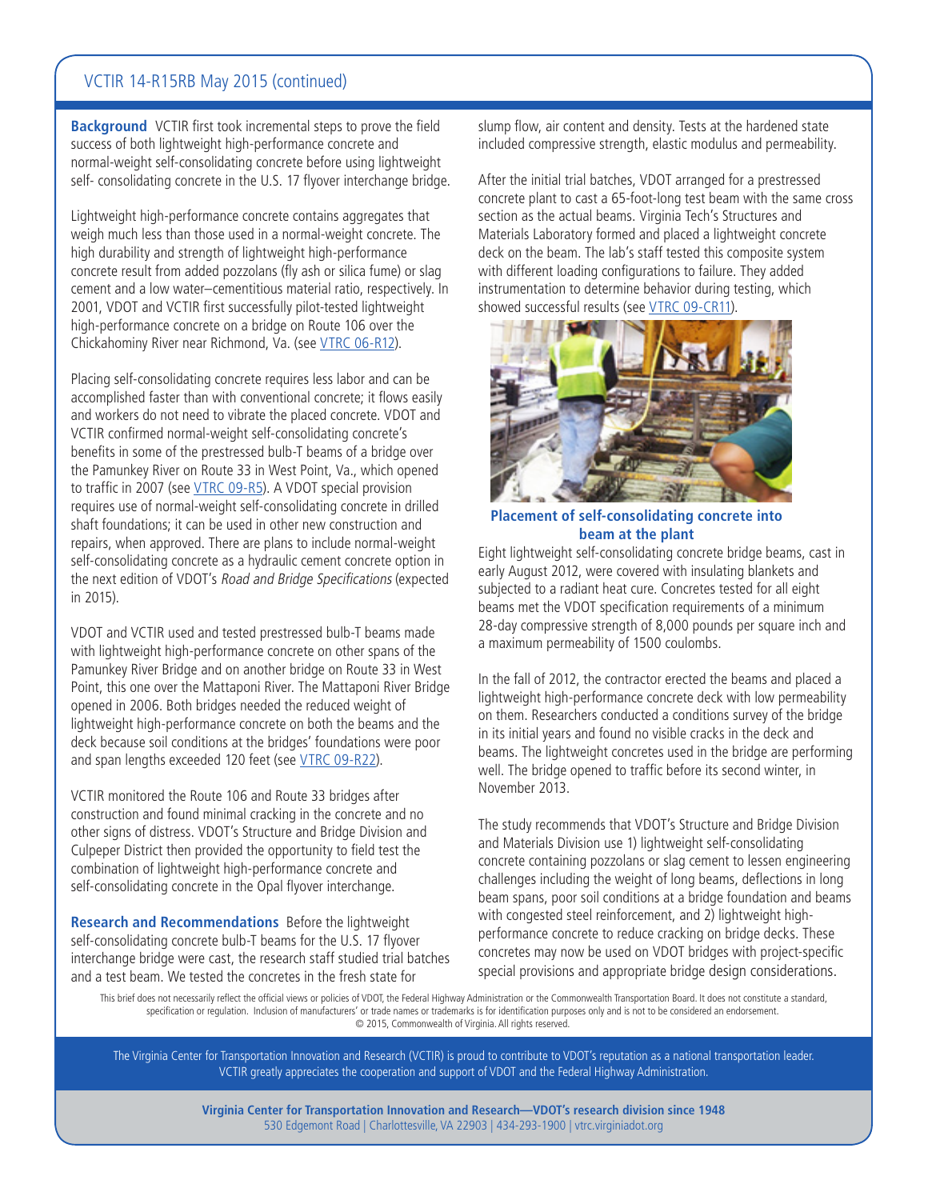**Background** VCTIR first took incremental steps to prove the field success of both lightweight high-performance concrete and normal-weight self-consolidating concrete before using lightweight self- consolidating concrete in the U.S. 17 flyover interchange bridge.

Lightweight high-performance concrete contains aggregates that weigh much less than those used in a normal-weight concrete. The high durability and strength of lightweight high-performance concrete result from added pozzolans (fly ash or silica fume) or slag cement and a low water–cementitious material ratio, respectively. In 2001, VDOT and VCTIR first successfully pilot-tested lightweight high-performance concrete on a bridge on Route 106 over the Chickahominy River near Richmond, Va. (see VTRC 06-R12).

Placing self-consolidating concrete requires less labor and can be accomplished faster than with conventional concrete; it flows easily and workers do not need to vibrate the placed concrete. VDOT and VCTIR confirmed normal-weight self-consolidating concrete's benefits in some of the prestressed bulb-T beams of a bridge over the Pamunkey River on Route 33 in West Point, Va., which opened to traffic in 2007 (see VTRC 09-R5). A VDOT special provision requires use of normal-weight self-consolidating concrete in drilled shaft foundations; it can be used in other new construction and repairs, when approved. There are plans to include normal-weight self-consolidating concrete as a hydraulic cement concrete option in the next edition of VDOT's *Road and Bridge Specifications* (expected in 2015).

VDOT and VCTIR used and tested prestressed bulb-T beams made with lightweight high-performance concrete on other spans of the Pamunkey River Bridge and on another bridge on Route 33 in West Point, this one over the Mattaponi River. The Mattaponi River Bridge opened in 2006. Both bridges needed the reduced weight of lightweight high-performance concrete on both the beams and the deck because soil conditions at the bridges' foundations were poor and span lengths exceeded 120 feet (see VTRC 09-R22).

VCTIR monitored the Route 106 and Route 33 bridges after construction and found minimal cracking in the concrete and no other signs of distress. VDOT's Structure and Bridge Division and Culpeper District then provided the opportunity to field test the combination of lightweight high-performance concrete and self-consolidating concrete in the Opal flyover interchange.

**Research and Recommendations** Before the lightweight self-consolidating concrete bulb-T beams for the U.S. 17 flyover interchange bridge were cast, the research staff studied trial batches and a test beam. We tested the concretes in the fresh state for slump flow, air content and density. Tests at the hardened state included compressive strength, elastic modulus and permeability.

After the initial trial batches, VDOT arranged for a prestressed concrete plant to cast a 65-foot-long test beam with the same cross section as the actual beams. Virginia Tech's Structures and Materials Laboratory formed and placed a lightweight concrete deck on the beam. The lab's staff tested this composite system with different loading configurations to failure. They added instrumentation to determine behavior during testing, which showed successful results (see VTRC 09-CR11).

**Placement of self-consolidating concrete into beam at the plant**

Eight lightweight self-consolidating concrete bridge beams, cast in early August 2012, were covered with insulating blankets and subjected to a radiant heat cure. Concretes tested for all eight beams met the VDOT specification requirements of a minimum 28-day compressive strength of 8,000 pounds per square inch and a maximum permeability of 1500 coulombs.

In the fall of 2012, the contractor erected the beams and placed a lightweight high-performance concrete deck with low permeability on them. Researchers conducted a conditions survey of the bridge in its initial years and found no visible cracks in the deck and beams. The lightweight concretes used in the bridge are performing well. The bridge opened to traffic before its second winter, in November 2013.

The study recommends that VDOT's Structure and Bridge Division and Materials Division use 1) lightweight self-consolidating concrete containing pozzolans or slag cement to lessen engineering challenges including the weight of long beams, deflections in long beam spans, poor soil conditions at a bridge foundation and beams with congested steel reinforcement, and 2) lightweight high-performance concrete to reduce cracking on bridge decks. These concretes may now be used on VDOT bridges with project-specific special provisions and appropriate bridge design considerations.

This brief does not necessarily reflect the official views or policies of VDOT, the Federal Highway Administration or the Commonwealth Transportation Board. It does not constitute a standard, specification or regulation. Inclusion of manufacturers' or trade names or trademarks is for identification purposes only and is not to be considered an endorsement.
© 2015, Commonwealth of Virginia. All rights reserved.

The Virginia Center for Transportation Innovation and Research (VCTIR) is proud to contribute to VDOT's reputation as a national transportation leader. VCTIR greatly appreciates the cooperation and support of VDOT and the Federal Highway Administration.

**Virginia Center for Transportation Innovation and Research—VDOT's research division since 1948**
530 Edgemont Road | Charlottesville, VA 22903 | 434-293-1900 | vtrc.virginiadot.org